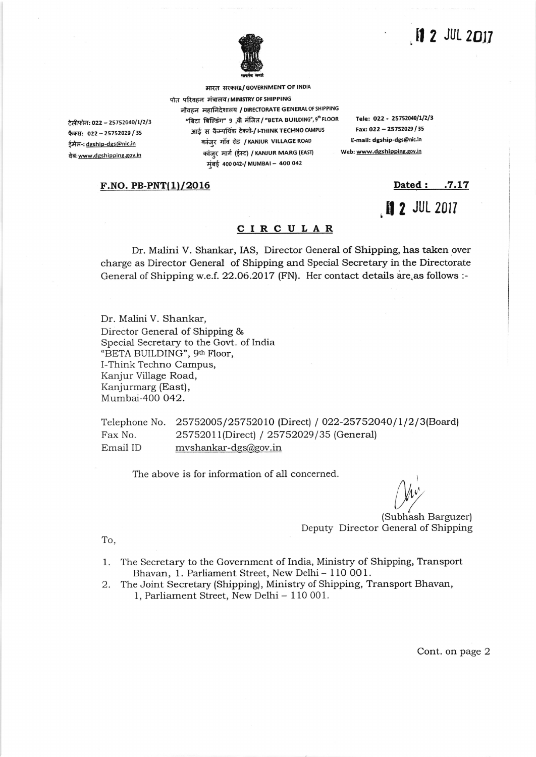12 JUL 2017

भारत सरकार/ GOVERNMENT OF INDIA

पोत परिवहन मंत्रालय / MINISTRY OF SHIPPING

नौवहन महानिदेशालय / DIRECTORATE GENERAL OF SHIPPING

"बिटा बिल्डिंग" 9 ,वी मंजिल / "BETA BUILDING", 9th FLOOR

आई स कैम्पथिंक टेक्नो-/ I-THINK TECHNO CAMPUS

कांजुर गॉव रोड / KANJUR VILLAGE ROAD

कांजुर मार्ग (ईस्ट) / KANJUR MARG (EAST)

मुंबई 400 042-/ MUMBAI – 400 042

टेलीफोन: 022 – 25752040/1/2/3
फैक्स: 022 – 25752029 / 35
ईमेल-: dgship-dgs@nic.in
वेब: www.dgshipping.gov.in

Tele: 022 - 25752040/1/2/3
Fax: 022 – 25752029 / 35
E-mail: dgship-dgs@nic.in
Web: www.dgshipping.gov.in

**F.NO. PB-PNT(1)/2016**

**Dated : .7.17**

12 JUL 2017

## CIRCULAR

Dr. Malini V. Shankar, IAS, Director General of Shipping, has taken over charge as Director General of Shipping and Special Secretary in the Directorate General of Shipping w.e.f. 22.06.2017 (FN). Her contact details are as follows :-

Dr. Malini V. Shankar,
Director General of Shipping &
Special Secretary to the Govt. of India
"BETA BUILDING", 9th Floor,
I-Think Techno Campus,
Kanjur Village Road,
Kanjurmarg (East),
Mumbai-400 042.

| | |
|---|---|
| Telephone No. | 25752005/25752010 (Direct) / 022-25752040/1/2/3(Board) |
| Fax No. | 25752011(Direct) / 25752029/35 (General) |
| Email ID | mvshankar-dgs@gov.in |

The above is for information of all concerned.

(Subhash Barguzer)
Deputy Director General of Shipping

To,

1. The Secretary to the Government of India, Ministry of Shipping, Transport Bhavan, 1. Parliament Street, New Delhi – 110 001.
2. The Joint Secretary (Shipping), Ministry of Shipping, Transport Bhavan, 1, Parliament Street, New Delhi – 110 001.

Cont. on page 2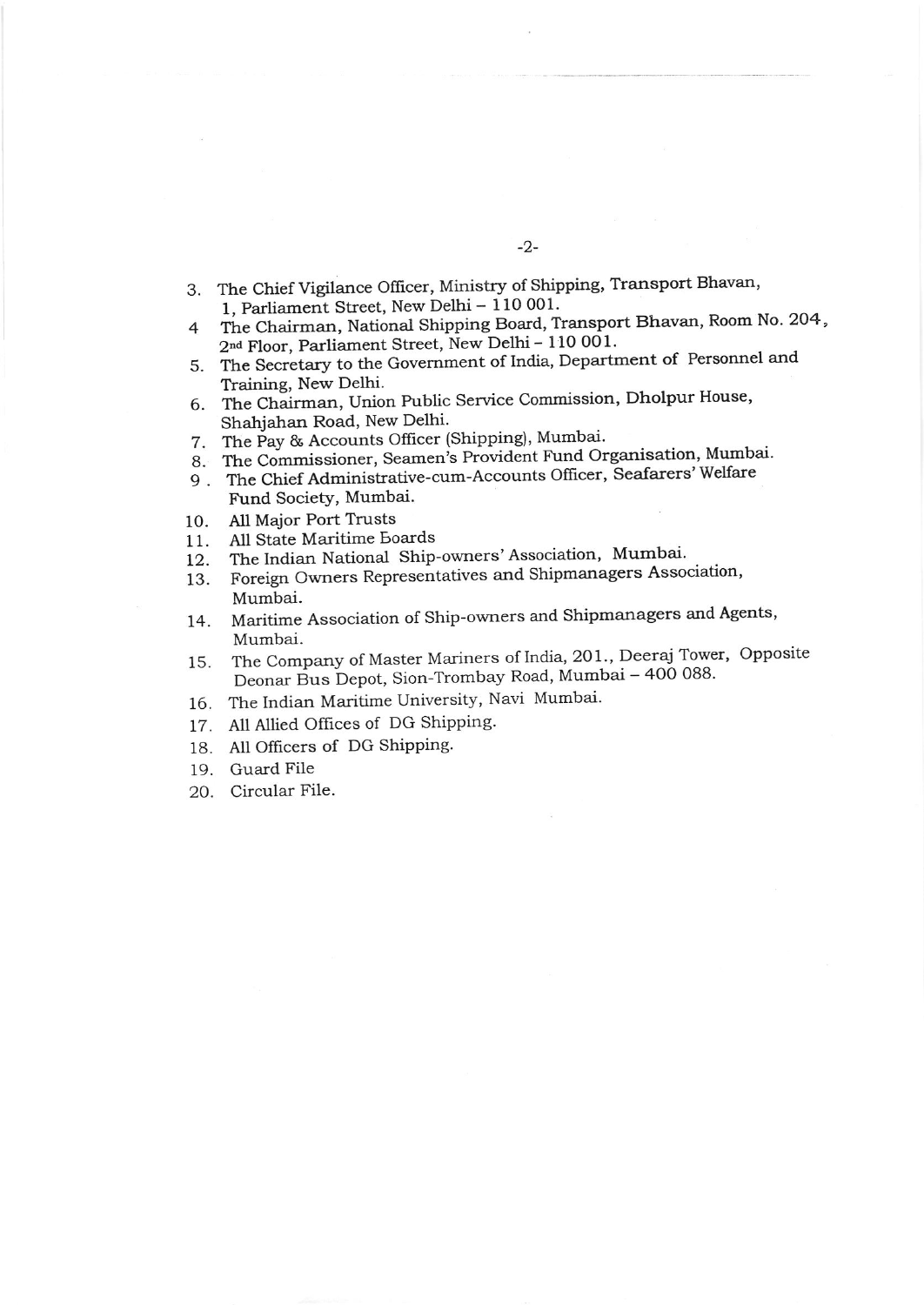3. The Chief Vigilance Officer, Ministry of Shipping, Transport Bhavan, 1, Parliament Street, New Delhi – 110 001.
4. The Chairman, National Shipping Board, Transport Bhavan, Room No. 204, 2nd Floor, Parliament Street, New Delhi – 110 001.
5. The Secretary to the Government of India, Department of Personnel and Training, New Delhi.
6. The Chairman, Union Public Service Commission, Dholpur House, Shahjahan Road, New Delhi.
7. The Pay & Accounts Officer (Shipping), Mumbai.
8. The Commissioner, Seamen's Provident Fund Organisation, Mumbai.
9. The Chief Administrative-cum-Accounts Officer, Seafarers' Welfare Fund Society, Mumbai.
10. All Major Port Trusts
11. All State Maritime Boards
12. The Indian National Ship-owners' Association, Mumbai.
13. Foreign Owners Representatives and Shipmanagers Association, Mumbai.
14. Maritime Association of Ship-owners and Shipmanagers and Agents, Mumbai.
15. The Company of Master Mariners of India, 201., Deeraj Tower, Opposite Deonar Bus Depot, Sion-Trombay Road, Mumbai – 400 088.
16. The Indian Maritime University, Navi Mumbai.
17. All Allied Offices of DG Shipping.
18. All Officers of DG Shipping.
19. Guard File
20. Circular File.